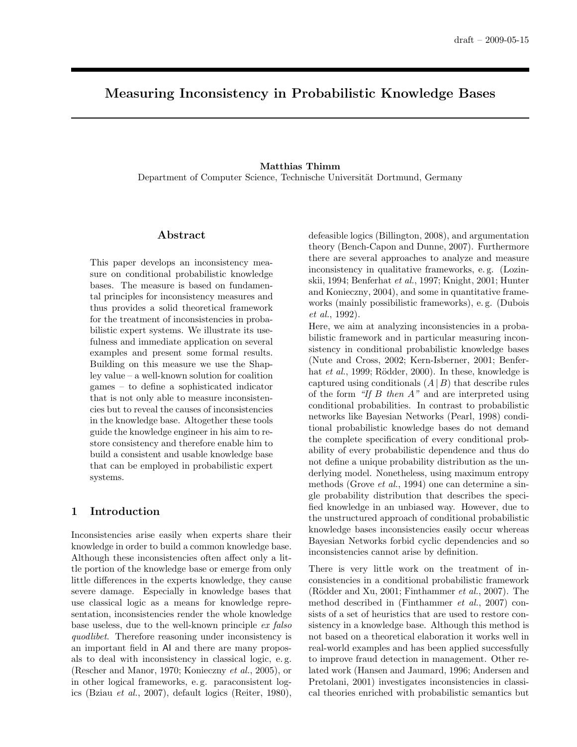# Measuring Inconsistency in Probabilistic Knowledge Bases

**Matthias Thimm**
Department of Computer Science, Technische Universität Dortmund, Germany

## Abstract

This paper develops an inconsistency measure on conditional probabilistic knowledge bases. The measure is based on fundamental principles for inconsistency measures and thus provides a solid theoretical framework for the treatment of inconsistencies in probabilistic expert systems. We illustrate its usefulness and immediate application on several examples and present some formal results. Building on this measure we use the Shapley value – a well-known solution for coalition games – to define a sophisticated indicator that is not only able to measure inconsistencies but to reveal the causes of inconsistencies in the knowledge base. Altogether these tools guide the knowledge engineer in his aim to restore consistency and therefore enable him to build a consistent and usable knowledge base that can be employed in probabilistic expert systems.

## 1 Introduction

Inconsistencies arise easily when experts share their knowledge in order to build a common knowledge base. Although these inconsistencies often affect only a little portion of the knowledge base or emerge from only little differences in the experts knowledge, they cause severe damage. Especially in knowledge bases that use classical logic as a means for knowledge representation, inconsistencies render the whole knowledge base useless, due to the well-known principle *ex falso quodlibet*. Therefore reasoning under inconsistency is an important field in AI and there are many proposals to deal with inconsistency in classical logic, e. g. (Rescher and Manor, 1970; Konieczny *et al.*, 2005), or in other logical frameworks, e. g. paraconsistent logics (Bziau *et al.*, 2007), default logics (Reiter, 1980), defeasible logics (Billington, 2008), and argumentation theory (Bench-Capon and Dunne, 2007). Furthermore there are several approaches to analyze and measure inconsistency in qualitative frameworks, e. g. (Lozinskii, 1994; Benferhat *et al.*, 1997; Knight, 2001; Hunter and Konieczny, 2004), and some in quantitative frameworks (mainly possibilistic frameworks), e. g. (Dubois *et al.*, 1992).

Here, we aim at analyzing inconsistencies in a probabilistic framework and in particular measuring inconsistency in conditional probabilistic knowledge bases (Nute and Cross, 2002; Kern-Isberner, 2001; Benferhat *et al.*, 1999; Rödder, 2000). In these, knowledge is captured using conditionals $(A \mid B)$ that describe rules of the form *"If B then A"* and are interpreted using conditional probabilities. In contrast to probabilistic networks like Bayesian Networks (Pearl, 1998) conditional probabilistic knowledge bases do not demand the complete specification of every conditional probability of every probabilistic dependence and thus do not define a unique probability distribution as the underlying model. Nonetheless, using maximum entropy methods (Grove *et al.*, 1994) one can determine a single probability distribution that describes the specified knowledge in an unbiased way. However, due to the unstructured approach of conditional probabilistic knowledge bases inconsistencies easily occur whereas Bayesian Networks forbid cyclic dependencies and so inconsistencies cannot arise by definition.

There is very little work on the treatment of inconsistencies in a conditional probabilistic framework (Rödder and Xu, 2001; Finthammer *et al.*, 2007). The method described in (Finthammer *et al.*, 2007) consists of a set of heuristics that are used to restore consistency in a knowledge base. Although this method is not based on a theoretical elaboration it works well in real-world examples and has been applied successfully to improve fraud detection in management. Other related work (Hansen and Jaumard, 1996; Andersen and Pretolani, 2001) investigates inconsistencies in classical theories enriched with probabilistic semantics but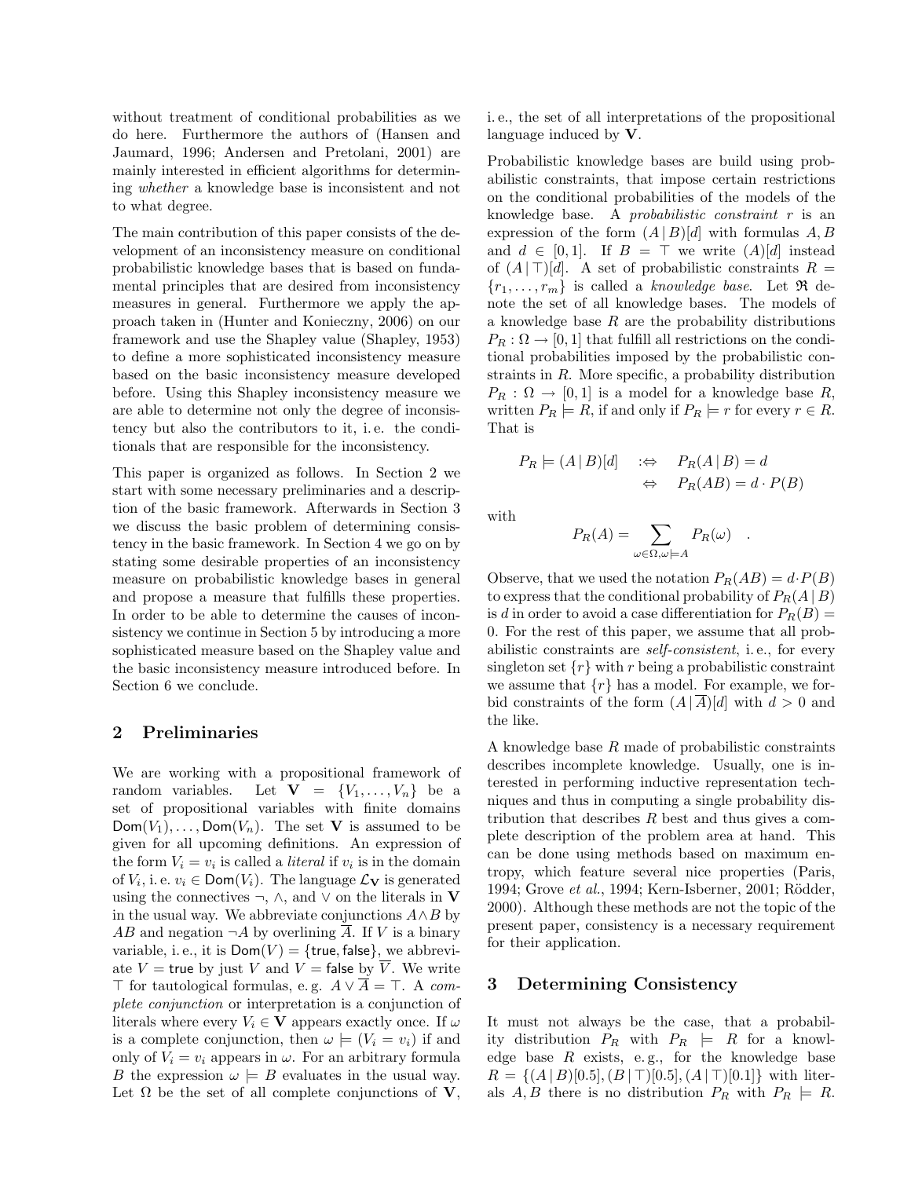without treatment of conditional probabilities as we do here. Furthermore the authors of (Hansen and Jaumard, 1996; Andersen and Pretolani, 2001) are mainly interested in efficient algorithms for determining *whether* a knowledge base is inconsistent and not to what degree.

The main contribution of this paper consists of the development of an inconsistency measure on conditional probabilistic knowledge bases that is based on fundamental principles that are desired from inconsistency measures in general. Furthermore we apply the approach taken in (Hunter and Konieczny, 2006) on our framework and use the Shapley value (Shapley, 1953) to define a more sophisticated inconsistency measure based on the basic inconsistency measure developed before. Using this Shapley inconsistency measure we are able to determine not only the degree of inconsistency but also the contributors to it, i. e. the conditionals that are responsible for the inconsistency.

This paper is organized as follows. In Section 2 we start with some necessary preliminaries and a description of the basic framework. Afterwards in Section 3 we discuss the basic problem of determining consistency in the basic framework. In Section 4 we go on by stating some desirable properties of an inconsistency measure on probabilistic knowledge bases in general and propose a measure that fulfills these properties. In order to be able to determine the causes of inconsistency we continue in Section 5 by introducing a more sophisticated measure based on the Shapley value and the basic inconsistency measure introduced before. In Section 6 we conclude.

## 2 Preliminaries

We are working with a propositional framework of random variables. Let $\mathbf{V} = \{V_1, \ldots, V_n\}$ be a set of propositional variables with finite domains $\mathsf{Dom}(V_1), \ldots, \mathsf{Dom}(V_n)$. The set $\mathbf{V}$ is assumed to be given for all upcoming definitions. An expression of the form $V_i = v_i$ is called a *literal* if $v_i$ is in the domain of $V_i$, i. e. $v_i \in \mathsf{Dom}(V_i)$. The language $\mathcal{L}_\mathbf{V}$ is generated using the connectives $\neg$, $\wedge$, and $\vee$ on the literals in $\mathbf{V}$ in the usual way. We abbreviate conjunctions $A \wedge B$ by $AB$ and negation $\neg A$ by overlining $\overline{A}$. If $V$ is a binary variable, i. e., it is $\mathsf{Dom}(V) = \{\mathsf{true}, \mathsf{false}\}$, we abbreviate $V = \mathsf{true}$ by just $V$ and $V = \mathsf{false}$ by $\overline{V}$. We write $\top$ for tautological formulas, e. g. $A \vee \overline{A} = \top$. A *complete conjunction* or interpretation is a conjunction of literals where every $V_i \in \mathbf{V}$ appears exactly once. If $\omega$ is a complete conjunction, then $\omega \models (V_i = v_i)$ if and only of $V_i = v_i$ appears in $\omega$. For an arbitrary formula $B$ the expression $\omega \models B$ evaluates in the usual way. Let $\Omega$ be the set of all complete conjunctions of $\mathbf{V}$, i. e., the set of all interpretations of the propositional language induced by $\mathbf{V}$.

Probabilistic knowledge bases are build using probabilistic constraints, that impose certain restrictions on the conditional probabilities of the models of the knowledge base. A *probabilistic constraint* $r$ is an expression of the form $(A \,|\, B)[d]$ with formulas $A, B$ and $d \in [0, 1]$. If $B = \top$ we write $(A)[d]$ instead of $(A \,|\, \top)[d]$. A set of probabilistic constraints $R = \{r_1, \ldots, r_m\}$ is called a *knowledge base*. Let $\mathfrak{R}$ denote the set of all knowledge bases. The models of a knowledge base $R$ are the probability distributions $P_R : \Omega \to [0, 1]$ that fulfill all restrictions on the conditional probabilities imposed by the probabilistic constraints in $R$. More specific, a probability distribution $P_R : \Omega \to [0, 1]$ is a model for a knowledge base $R$, written $P_R \models R$, if and only if $P_R \models r$ for every $r \in R$. That is

$$
\begin{aligned}
P_R \models (A \,|\, B)[d] \quad &:\Leftrightarrow \quad P_R(A \,|\, B) = d \\
&\Leftrightarrow \quad P_R(AB) = d \cdot P(B)
\end{aligned}
$$

with

$$
P_R(A) = \sum_{\omega \in \Omega, \omega \models A} P_R(\omega) \quad .
$$

Observe, that we used the notation $P_R(AB) = d \cdot P(B)$ to express that the conditional probability of $P_R(A \,|\, B)$ is $d$ in order to avoid a case differentiation for $P_R(B) = 0$. For the rest of this paper, we assume that all probabilistic constraints are *self-consistent*, i. e., for every singleton set $\{r\}$ with $r$ being a probabilistic constraint we assume that $\{r\}$ has a model. For example, we forbid constraints of the form $(A \,|\, \overline{A})[d]$ with $d > 0$ and the like.

A knowledge base $R$ made of probabilistic constraints describes incomplete knowledge. Usually, one is interested in performing inductive representation techniques and thus in computing a single probability distribution that describes $R$ best and thus gives a complete description of the problem area at hand. This can be done using methods based on maximum entropy, which feature several nice properties (Paris, 1994; Grove *et al.*, 1994; Kern-Isberner, 2001; Rödder, 2000). Although these methods are not the topic of the present paper, consistency is a necessary requirement for their application.

## 3 Determining Consistency

It must not always be the case, that a probability distribution $P_R$ with $P_R \models R$ for a knowledge base $R$ exists, e. g., for the knowledge base $R = \{(A \,|\, B)[0.5], (B \,|\, \top)[0.5], (A \,|\, \top)[0.1]\}$ with literals $A, B$ there is no distribution $P_R$ with $P_R \models R$.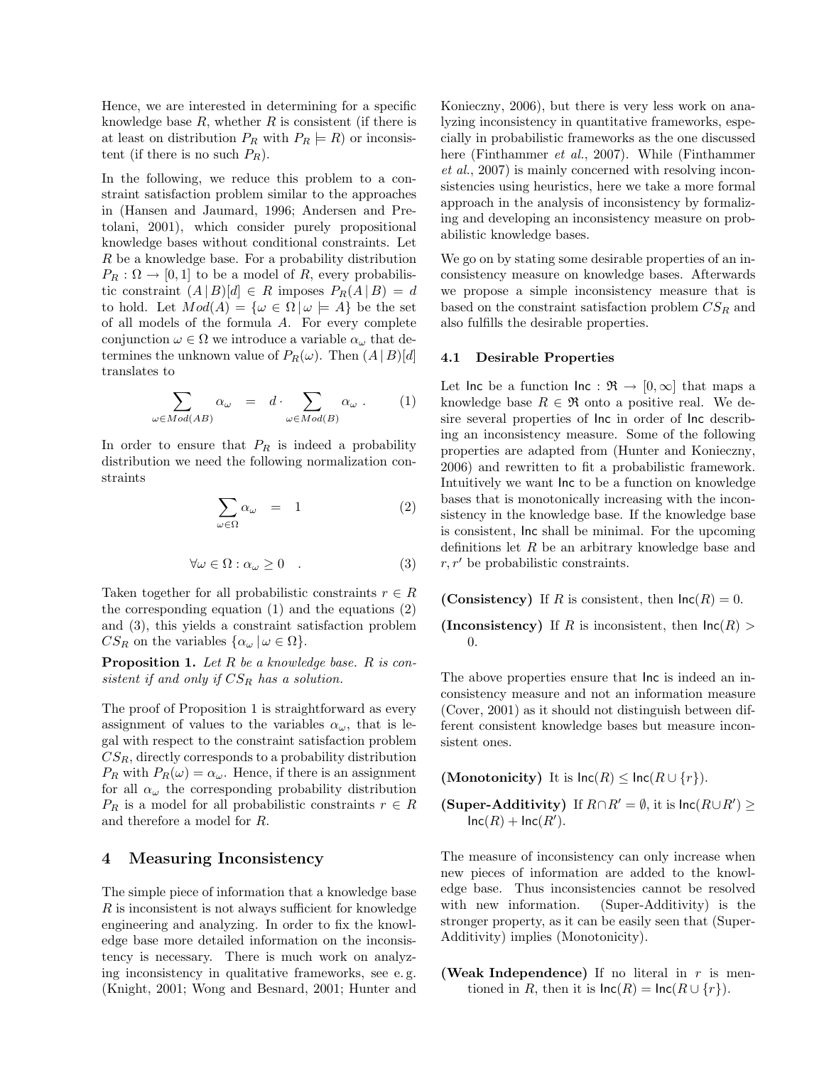Hence, we are interested in determining for a specific knowledge base $R$, whether $R$ is consistent (if there is at least on distribution $P_R$ with $P_R \models R$) or inconsistent (if there is no such $P_R$).

In the following, we reduce this problem to a constraint satisfaction problem similar to the approaches in (Hansen and Jaumard, 1996; Andersen and Pretolani, 2001), which consider purely propositional knowledge bases without conditional constraints. Let $R$ be a knowledge base. For a probability distribution $P_R : \Omega \rightarrow [0, 1]$ to be a model of $R$, every probabilistic constraint $(A \,|\, B)[d] \in R$ imposes $P_R(A \,|\, B) = d$ to hold. Let $Mod(A) = \{\omega \in \Omega \,|\, \omega \models A\}$ be the set of all models of the formula $A$. For every complete conjunction $\omega \in \Omega$ we introduce a variable $\alpha_\omega$ that determines the unknown value of $P_R(\omega)$. Then $(A \,|\, B)[d]$ translates to

$$\sum_{\omega \in Mod(AB)} \alpha_\omega \quad = \quad d \cdot \sum_{\omega \in Mod(B)} \alpha_\omega \ . \tag{1}$$

In order to ensure that $P_R$ is indeed a probability distribution we need the following normalization constraints

$$\sum_{\omega \in \Omega} \alpha_\omega \quad = \quad 1 \tag{2}$$

$$\forall \omega \in \Omega : \alpha_\omega \geq 0 \quad . \tag{3}$$

Taken together for all probabilistic constraints $r \in R$ the corresponding equation (1) and the equations (2) and (3), this yields a constraint satisfaction problem $CS_R$ on the variables $\{\alpha_\omega \,|\, \omega \in \Omega\}$.

**Proposition 1.** *Let $R$ be a knowledge base. $R$ is consistent if and only if $CS_R$ has a solution.*

The proof of Proposition 1 is straightforward as every assignment of values to the variables $\alpha_\omega$, that is legal with respect to the constraint satisfaction problem $CS_R$, directly corresponds to a probability distribution $P_R$ with $P_R(\omega) = \alpha_\omega$. Hence, if there is an assignment for all $\alpha_\omega$ the corresponding probability distribution $P_R$ is a model for all probabilistic constraints $r \in R$ and therefore a model for $R$.

# 4 Measuring Inconsistency

The simple piece of information that a knowledge base $R$ is inconsistent is not always sufficient for knowledge engineering and analyzing. In order to fix the knowledge base more detailed information on the inconsistency is necessary. There is much work on analyzing inconsistency in qualitative frameworks, see e. g. (Knight, 2001; Wong and Besnard, 2001; Hunter and Konieczny, 2006), but there is very less work on analyzing inconsistency in quantitative frameworks, especially in probabilistic frameworks as the one discussed here (Finthammer *et al.*, 2007). While (Finthammer *et al.*, 2007) is mainly concerned with resolving inconsistencies using heuristics, here we take a more formal approach in the analysis of inconsistency by formalizing and developing an inconsistency measure on probabilistic knowledge bases.

We go on by stating some desirable properties of an inconsistency measure on knowledge bases. Afterwards we propose a simple inconsistency measure that is based on the constraint satisfaction problem $CS_R$ and also fulfills the desirable properties.

## 4.1 Desirable Properties

Let $\mathsf{Inc}$ be a function $\mathsf{Inc} : \mathfrak{R} \rightarrow [0, \infty]$ that maps a knowledge base $R \in \mathfrak{R}$ onto a positive real. We desire several properties of $\mathsf{Inc}$ in order of $\mathsf{Inc}$ describing an inconsistency measure. Some of the following properties are adapted from (Hunter and Konieczny, 2006) and rewritten to fit a probabilistic framework. Intuitively we want $\mathsf{Inc}$ to be a function on knowledge bases that is monotonically increasing with the inconsistency in the knowledge base. If the knowledge base is consistent, $\mathsf{Inc}$ shall be minimal. For the upcoming definitions let $R$ be an arbitrary knowledge base and $r, r'$ be probabilistic constraints.

**(Consistency)** If $R$ is consistent, then $\mathsf{Inc}(R) = 0$.

**(Inconsistency)** If $R$ is inconsistent, then $\mathsf{Inc}(R) > 0$.

The above properties ensure that $\mathsf{Inc}$ is indeed an inconsistency measure and not an information measure (Cover, 2001) as it should not distinguish between different consistent knowledge bases but measure inconsistent ones.

**(Monotonicity)** It is $\mathsf{Inc}(R) \leq \mathsf{Inc}(R \cup \{r\})$.

**(Super-Additivity)** If $R \cap R' = \emptyset$, it is $\mathsf{Inc}(R \cup R') \geq \mathsf{Inc}(R) + \mathsf{Inc}(R')$.

The measure of inconsistency can only increase when new pieces of information are added to the knowledge base. Thus inconsistencies cannot be resolved with new information. (Super-Additivity) is the stronger property, as it can be easily seen that (Super-Additivity) implies (Monotonicity).

**(Weak Independence)** If no literal in $r$ is mentioned in $R$, then it is $\mathsf{Inc}(R) = \mathsf{Inc}(R \cup \{r\})$.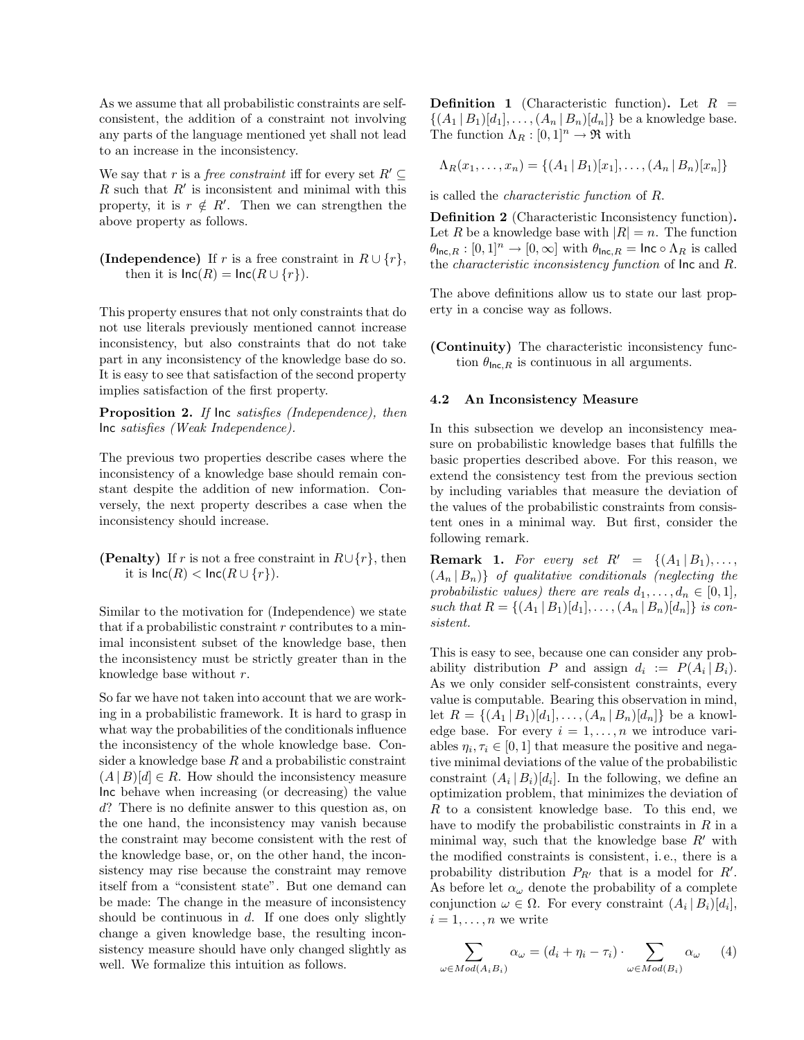As we assume that all probabilistic constraints are self-consistent, the addition of a constraint not involving any parts of the language mentioned yet shall not lead to an increase in the inconsistency.

We say that $r$ is a *free constraint* iff for every set $R' \subseteq R$ such that $R'$ is inconsistent and minimal with this property, it is $r \notin R'$. Then we can strengthen the above property as follows.

**(Independence)** If $r$ is a free constraint in $R \cup \{r\}$, then it is $\mathsf{Inc}(R) = \mathsf{Inc}(R \cup \{r\})$.

This property ensures that not only constraints that do not use literals previously mentioned cannot increase inconsistency, but also constraints that do not take part in any inconsistency of the knowledge base do so. It is easy to see that satisfaction of the second property implies satisfaction of the first property.

**Proposition 2.** *If* $\mathsf{Inc}$ *satisfies (Independence), then* $\mathsf{Inc}$ *satisfies (Weak Independence).*

The previous two properties describe cases where the inconsistency of a knowledge base should remain constant despite the addition of new information. Conversely, the next property describes a case when the inconsistency should increase.

**(Penalty)** If $r$ is not a free constraint in $R \cup \{r\}$, then it is $\mathsf{Inc}(R) < \mathsf{Inc}(R \cup \{r\})$.

Similar to the motivation for (Independence) we state that if a probabilistic constraint $r$ contributes to a minimal inconsistent subset of the knowledge base, then the inconsistency must be strictly greater than in the knowledge base without $r$.

So far we have not taken into account that we are working in a probabilistic framework. It is hard to grasp in what way the probabilities of the conditionals influence the inconsistency of the whole knowledge base. Consider a knowledge base $R$ and a probabilistic constraint $(A \,|\, B)[d] \in R$. How should the inconsistency measure $\mathsf{Inc}$ behave when increasing (or decreasing) the value $d$? There is no definite answer to this question as, on the one hand, the inconsistency may vanish because the constraint may become consistent with the rest of the knowledge base, or, on the other hand, the inconsistency may rise because the constraint may remove itself from a "consistent state". But one demand can be made: The change in the measure of inconsistency should be continuous in $d$. If one does only slightly change a given knowledge base, the resulting inconsistency measure should have only changed slightly as well. We formalize this intuition as follows.

**Definition 1** (Characteristic function)**.** Let $R = \{(A_1 \,|\, B_1)[d_1], \ldots, (A_n \,|\, B_n)[d_n]\}$ be a knowledge base. The function $\Lambda_R : [0,1]^n \rightarrow \mathfrak{R}$ with

$$\Lambda_R(x_1, \ldots, x_n) = \{(A_1 \,|\, B_1)[x_1], \ldots, (A_n \,|\, B_n)[x_n]\}$$

is called the *characteristic function* of $R$.

**Definition 2** (Characteristic Inconsistency function)**.** Let $R$ be a knowledge base with $|R| = n$. The function $\theta_{\mathsf{Inc},R} : [0,1]^n \rightarrow [0, \infty]$ with $\theta_{\mathsf{Inc},R} = \mathsf{Inc} \circ \Lambda_R$ is called the *characteristic inconsistency function* of $\mathsf{Inc}$ and $R$.

The above definitions allow us to state our last property in a concise way as follows.

**(Continuity)** The characteristic inconsistency function $\theta_{\mathsf{Inc},R}$ is continuous in all arguments.

### 4.2 An Inconsistency Measure

In this subsection we develop an inconsistency measure on probabilistic knowledge bases that fulfills the basic properties described above. For this reason, we extend the consistency test from the previous section by including variables that measure the deviation of the values of the probabilistic constraints from consistent ones in a minimal way. But first, consider the following remark.

**Remark 1.** *For every set* $R' = \{(A_1 \,|\, B_1), \ldots, (A_n \,|\, B_n)\}$ *of qualitative conditionals (neglecting the probabilistic values) there are reals* $d_1, \ldots, d_n \in [0,1]$*, such that* $R = \{(A_1 \,|\, B_1)[d_1], \ldots, (A_n \,|\, B_n)[d_n]\}$ *is consistent.*

This is easy to see, because one can consider any probability distribution $P$ and assign $d_i := P(A_i \,|\, B_i)$. As we only consider self-consistent constraints, every value is computable. Bearing this observation in mind, let $R = \{(A_1 \,|\, B_1)[d_1], \ldots, (A_n \,|\, B_n)[d_n]\}$ be a knowledge base. For every $i = 1, \ldots, n$ we introduce variables $\eta_i, \tau_i \in [0,1]$ that measure the positive and negative minimal deviations of the value of the probabilistic constraint $(A_i \,|\, B_i)[d_i]$. In the following, we define an optimization problem, that minimizes the deviation of $R$ to a consistent knowledge base. To this end, we have to modify the probabilistic constraints in $R$ in a minimal way, such that the knowledge base $R'$ with the modified constraints is consistent, i. e., there is a probability distribution $P_{R'}$ that is a model for $R'$. As before let $\alpha_\omega$ denote the probability of a complete conjunction $\omega \in \Omega$. For every constraint $(A_i \,|\, B_i)[d_i]$, $i = 1, \ldots, n$ we write

$$\sum_{\omega \in Mod(A_i B_i)} \alpha_\omega = (d_i + \eta_i - \tau_i) \cdot \sum_{\omega \in Mod(B_i)} \alpha_\omega \qquad (4)$$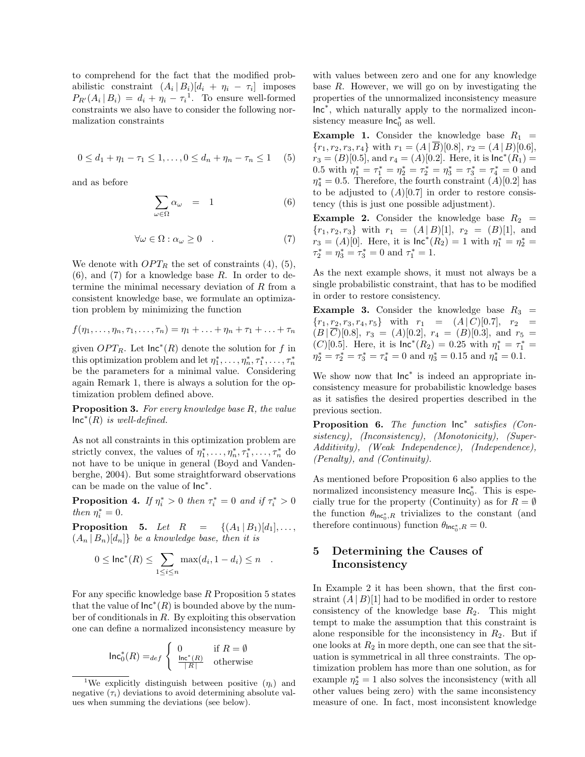to comprehend for the fact that the modified probabilistic constraint $(A_i \,|\, B_i)[d_i + \eta_i - \tau_i]$ imposes $P_{R'}(A_i \,|\, B_i) = d_i + \eta_i - \tau_i$[1]. To ensure well-formed constraints we also have to consider the following normalization constraints

$$0 \leq d_1 + \eta_1 - \tau_1 \leq 1, \ldots, 0 \leq d_n + \eta_n - \tau_n \leq 1 \quad (5)$$

and as before

$$\sum_{\omega \in \Omega} \alpha_\omega \;=\; 1 \quad (6)$$

$$\forall \omega \in \Omega : \alpha_\omega \geq 0 \quad . \quad (7)$$

We denote with $OPT_R$ the set of constraints (4), (5), (6), and (7) for a knowledge base $R$. In order to determine the minimal necessary deviation of $R$ from a consistent knowledge base, we formulate an optimization problem by minimizing the function

$$f(\eta_1, \ldots, \eta_n, \tau_1, \ldots, \tau_n) = \eta_1 + \ldots + \eta_n + \tau_1 + \ldots + \tau_n$$

given $OPT_R$. Let $\mathsf{Inc}^*(R)$ denote the solution for $f$ in this optimization problem and let $\eta_1^*, \ldots, \eta_n^*, \tau_1^*, \ldots, \tau_n^*$ be the parameters for a minimal value. Considering again Remark 1, there is always a solution for the optimization problem defined above.

**Proposition 3.** *For every knowledge base $R$, the value $\mathsf{Inc}^*(R)$ is well-defined.*

As not all constraints in this optimization problem are strictly convex, the values of $\eta_1^*, \ldots, \eta_n^*, \tau_1^*, \ldots, \tau_n^*$ do not have to be unique in general (Boyd and Vandenberghe, 2004). But some straightforward observations can be made on the value of $\mathsf{Inc}^*$.

**Proposition 4.** *If $\eta_i^* > 0$ then $\tau_i^* = 0$ and if $\tau_i^* > 0$ then $\eta_i^* = 0$.*

**Proposition 5.** *Let $R = \{(A_1 \,|\, B_1)[d_1], \ldots, (A_n \,|\, B_n)[d_n]\}$ be a knowledge base, then it is*

$$0 \leq \mathsf{Inc}^*(R) \leq \sum_{1 \leq i \leq n} \max(d_i, 1 - d_i) \leq n \quad .$$

For any specific knowledge base $R$ Proposition 5 states that the value of $\mathsf{Inc}^*(R)$ is bounded above by the number of conditionals in $R$. By exploiting this observation one can define a normalized inconsistency measure by

$$\mathsf{Inc}_0^*(R) =_{def} \begin{cases} 0 & \text{if } R = \emptyset \\ \frac{\mathsf{Inc}^*(R)}{|\,R\,|} & \text{otherwise} \end{cases}$$

[1] We explicitly distinguish between positive ($\eta_i$) and negative ($\tau_i$) deviations to avoid determining absolute values when summing the deviations (see below).

with values between zero and one for any knowledge base $R$. However, we will go on by investigating the properties of the unnormalized inconsistency measure $\mathsf{Inc}^*$, which naturally apply to the normalized inconsistency measure $\mathsf{Inc}_0^*$ as well.

**Example 1.** Consider the knowledge base $R_1 = \{r_1, r_2, r_3, r_4\}$ with $r_1 = (A \,|\, \overline{B})[0.8]$, $r_2 = (A \,|\, B)[0.6]$, $r_3 = (B)[0.5]$, and $r_4 = (A)[0.2]$. Here, it is $\mathsf{Inc}^*(R_1) = 0.5$ with $\eta_1^* = \tau_1^* = \eta_2^* = \tau_2^* = \eta_3^* = \tau_3^* = \tau_4^* = 0$ and $\eta_4^* = 0.5$. Therefore, the fourth constraint $(A)[0.2]$ has to be adjusted to $(A)[0.7]$ in order to restore consistency (this is just one possible adjustment).

**Example 2.** Consider the knowledge base $R_2 = \{r_1, r_2, r_3\}$ with $r_1 = (A \,|\, B)[1]$, $r_2 = (B)[1]$, and $r_3 = (A)[0]$. Here, it is $\mathsf{Inc}^*(R_2) = 1$ with $\eta_1^* = \eta_2^* = \tau_2^* = \eta_3^* = \tau_3^* = 0$ and $\tau_1^* = 1$.

As the next example shows, it must not always be a single probabilistic constraint, that has to be modified in order to restore consistency.

**Example 3.** Consider the knowledge base $R_3 = \{r_1, r_2, r_3, r_4, r_5\}$ with $r_1 = (A \,|\, C)[0.7]$, $r_2 = (B \,|\, \overline{C})[0.8]$, $r_3 = (A)[0.2]$, $r_4 = (B)[0.3]$, and $r_5 = (C)[0.5]$. Here, it is $\mathsf{Inc}^*(R_2) = 0.25$ with $\eta_1^* = \tau_1^* = \eta_2^* = \tau_2^* = \tau_3^* = \tau_4^* = 0$ and $\eta_3^* = 0.15$ and $\eta_4^* = 0.1$.

We show now that $\mathsf{Inc}^*$ is indeed an appropriate inconsistency measure for probabilistic knowledge bases as it satisfies the desired properties described in the previous section.

**Proposition 6.** *The function $\mathsf{Inc}^*$ satisfies (Consistency), (Inconsistency), (Monotonicity), (Super-Additivity), (Weak Independence), (Independence), (Penalty), and (Continuity).*

As mentioned before Proposition 6 also applies to the normalized inconsistency measure $\mathsf{Inc}_0^*$. This is especially true for the property (Continuity) as for $R = \emptyset$ the function $\theta_{\mathsf{Inc}_0^*,R}$ trivializes to the constant (and therefore continuous) function $\theta_{\mathsf{Inc}_0^*,R} = 0$.

## 5 Determining the Causes of Inconsistency

In Example 2 it has been shown, that the first constraint $(A \,|\, B)[1]$ had to be modified in order to restore consistency of the knowledge base $R_2$. This might tempt to make the assumption that this constraint is alone responsible for the inconsistency in $R_2$. But if one looks at $R_2$ in more depth, one can see that the situation is symmetrical in all three constraints. The optimization problem has more than one solution, as for example $\eta_2^* = 1$ also solves the inconsistency (with all other values being zero) with the same inconsistency measure of one. In fact, most inconsistent knowledge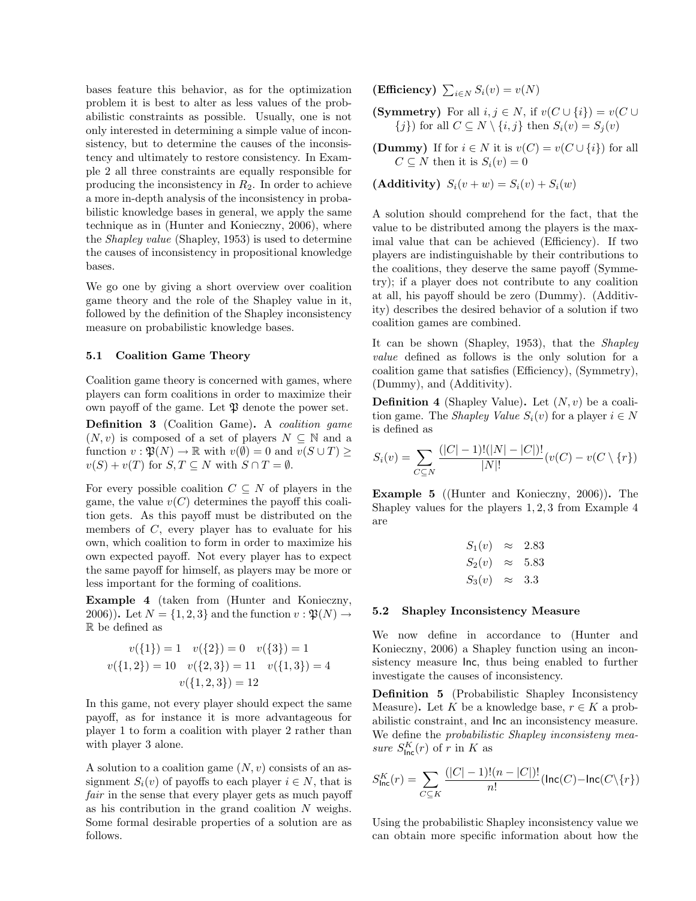bases feature this behavior, as for the optimization problem it is best to alter as less values of the probabilistic constraints as possible. Usually, one is not only interested in determining a simple value of inconsistency, but to determine the causes of the inconsistency and ultimately to restore consistency. In Example 2 all three constraints are equally responsible for producing the inconsistency in $R_2$. In order to achieve a more in-depth analysis of the inconsistency in probabilistic knowledge bases in general, we apply the same technique as in (Hunter and Konieczny, 2006), where the *Shapley value* (Shapley, 1953) is used to determine the causes of inconsistency in propositional knowledge bases.

We go one by giving a short overview over coalition game theory and the role of the Shapley value in it, followed by the definition of the Shapley inconsistency measure on probabilistic knowledge bases.

### 5.1 Coalition Game Theory

Coalition game theory is concerned with games, where players can form coalitions in order to maximize their own payoff of the game. Let $\mathfrak{P}$ denote the power set.

**Definition 3** (Coalition Game)**.** A *coalition game* $(N, v)$ is composed of a set of players $N \subseteq \mathbb{N}$ and a function $v : \mathfrak{P}(N) \to \mathbb{R}$ with $v(\emptyset) = 0$ and $v(S \cup T) \geq v(S) + v(T)$ for $S, T \subseteq N$ with $S \cap T = \emptyset$.

For every possible coalition $C \subseteq N$ of players in the game, the value $v(C)$ determines the payoff this coalition gets. As this payoff must be distributed on the members of $C$, every player has to evaluate for his own, which coalition to form in order to maximize his own expected payoff. Not every player has to expect the same payoff for himself, as players may be more or less important for the forming of coalitions.

**Example 4** (taken from (Hunter and Konieczny, 2006))**.** Let $N = \{1, 2, 3\}$ and the function $v : \mathfrak{P}(N) \to \mathbb{R}$ be defined as

$$v(\{1\}) = 1 \quad v(\{2\}) = 0 \quad v(\{3\}) = 1$$
$$v(\{1,2\}) = 10 \quad v(\{2,3\}) = 11 \quad v(\{1,3\}) = 4$$
$$v(\{1,2,3\}) = 12$$

In this game, not every player should expect the same payoff, as for instance it is more advantageous for player 1 to form a coalition with player 2 rather than with player 3 alone.

A solution to a coalition game $(N, v)$ consists of an assignment $S_i(v)$ of payoffs to each player $i \in N$, that is *fair* in the sense that every player gets as much payoff as his contribution in the grand coalition $N$ weighs. Some formal desirable properties of a solution are as follows.

**(Efficiency)** $\sum_{i \in N} S_i(v) = v(N)$

**(Symmetry)** For all $i, j \in N$, if $v(C \cup \{i\}) = v(C \cup \{j\})$ for all $C \subseteq N \setminus \{i, j\}$ then $S_i(v) = S_j(v)$

**(Dummy)** If for $i \in N$ it is $v(C) = v(C \cup \{i\})$ for all $C \subseteq N$ then it is $S_i(v) = 0$

**(Additivity)** $S_i(v + w) = S_i(v) + S_i(w)$

A solution should comprehend for the fact, that the value to be distributed among the players is the maximal value that can be achieved (Efficiency). If two players are indistinguishable by their contributions to the coalitions, they deserve the same payoff (Symmetry); if a player does not contribute to any coalition at all, his payoff should be zero (Dummy). (Additivity) describes the desired behavior of a solution if two coalition games are combined.

It can be shown (Shapley, 1953), that the *Shapley value* defined as follows is the only solution for a coalition game that satisfies (Efficiency), (Symmetry), (Dummy), and (Additivity).

**Definition 4** (Shapley Value)**.** Let $(N, v)$ be a coalition game. The *Shapley Value* $S_i(v)$ for a player $i \in N$ is defined as

$$S_i(v) = \sum_{C \subseteq N} \frac{(|C| - 1)!(|N| - |C|)!}{|N|!}(v(C) - v(C \setminus \{r\})$$

**Example 5** ((Hunter and Konieczny, 2006))**.** The Shapley values for the players $1, 2, 3$ from Example 4 are

$$\begin{aligned} S_1(v) &\approx 2.83 \\ S_2(v) &\approx 5.83 \\ S_3(v) &\approx 3.3 \end{aligned}$$

### 5.2 Shapley Inconsistency Measure

We now define in accordance to (Hunter and Konieczny, 2006) a Shapley function using an inconsistency measure $\mathsf{Inc}$, thus being enabled to further investigate the causes of inconsistency.

**Definition 5** (Probabilistic Shapley Inconsistency Measure)**.** Let $K$ be a knowledge base, $r \in K$ a probabilistic constraint, and $\mathsf{Inc}$ an inconsistency measure. We define the *probabilistic Shapley inconsisteny measure* $S^K_{\mathsf{Inc}}(r)$ of $r$ in $K$ as

$$S^K_{\mathsf{Inc}}(r) = \sum_{C \subseteq K} \frac{(|C| - 1)!(n - |C|)!}{n!}(\mathsf{Inc}(C) - \mathsf{Inc}(C \setminus \{r\})$$

Using the probabilistic Shapley inconsistency value we can obtain more specific information about how the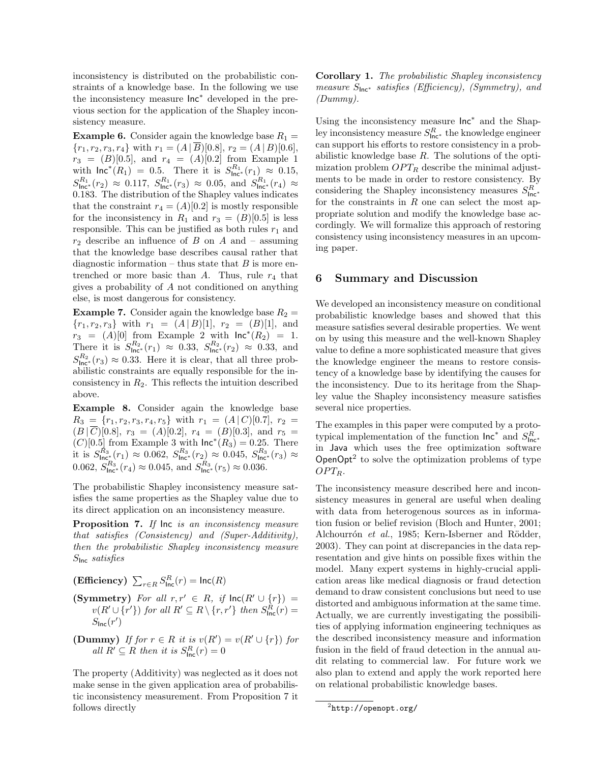inconsistency is distributed on the probabilistic constraints of a knowledge base. In the following we use the inconsistency measure $\mathsf{Inc}^*$ developed in the previous section for the application of the Shapley inconsistency measure.

**Example 6.** Consider again the knowledge base $R_1 = \{r_1, r_2, r_3, r_4\}$ with $r_1 = (A \,|\, \overline{B})[0.8]$, $r_2 = (A \,|\, B)[0.6]$, $r_3 = (B)[0.5]$, and $r_4 = (A)[0.2]$ from Example 1 with $\mathsf{Inc}^*(R_1) = 0.5$. There it is $S^{R_1}_{\mathsf{Inc}^*}(r_1) \approx 0.15$, $S^{R_1}_{\mathsf{Inc}^*}(r_2) \approx 0.117$, $S^{R_1}_{\mathsf{Inc}^*}(r_3) \approx 0.05$, and $S^{R_1}_{\mathsf{Inc}^*}(r_4) \approx 0.183$. The distribution of the Shapley values indicates that the constraint $r_4 = (A)[0.2]$ is mostly responsible for the inconsistency in $R_1$ and $r_3 = (B)[0.5]$ is less responsible. This can be justified as both rules $r_1$ and $r_2$ describe an influence of $B$ on $A$ and – assuming that the knowledge base describes causal rather that diagnostic information – thus state that $B$ is more entrenched or more basic than $A$. Thus, rule $r_4$ that gives a probability of $A$ not conditioned on anything else, is most dangerous for consistency.

**Example 7.** Consider again the knowledge base $R_2 = \{r_1, r_2, r_3\}$ with $r_1 = (A \,|\, B)[1]$, $r_2 = (B)[1]$, and $r_3 = (A)[0]$ from Example 2 with $\mathsf{Inc}^*(R_2) = 1$. There it is $S^{R_2}_{\mathsf{Inc}^*}(r_1) \approx 0.33$, $S^{R_2}_{\mathsf{Inc}^*}(r_2) \approx 0.33$, and $S^{R_2}_{\mathsf{Inc}^*}(r_3) \approx 0.33$. Here it is clear, that all three probabilistic constraints are equally responsible for the inconsistency in $R_2$. This reflects the intuition described above.

**Example 8.** Consider again the knowledge base $R_3 = \{r_1, r_2, r_3, r_4, r_5\}$ with $r_1 = (A \,|\, C)[0.7]$, $r_2 = (B \,|\, \overline{C})[0.8]$, $r_3 = (A)[0.2]$, $r_4 = (B)[0.3]$, and $r_5 = (C)[0.5]$ from Example 3 with $\mathsf{Inc}^*(R_3) = 0.25$. There it is $S^{R_3}_{\mathsf{Inc}^*}(r_1) \approx 0.062$, $S^{R_3}_{\mathsf{Inc}^*}(r_2) \approx 0.045$, $S^{R_3}_{\mathsf{Inc}^*}(r_3) \approx 0.062$, $S^{R_3}_{\mathsf{Inc}^*}(r_4) \approx 0.045$, and $S^{R_3}_{\mathsf{Inc}^*}(r_5) \approx 0.036$.

The probabilistic Shapley inconsistency measure satisfies the same properties as the Shapley value due to its direct application on an inconsistency measure.

**Proposition 7.** *If* $\mathsf{Inc}$ *is an inconsistency measure that satisfies (Consistency) and (Super-Additivity), then the probabilistic Shapley inconsistency measure* $S_{\mathsf{Inc}}$ *satisfies*

**(Efficiency)** $\sum_{r \in R} S^R_{\mathsf{Inc}}(r) = \mathsf{Inc}(R)$

**(Symmetry)** *For all* $r, r' \in R$, *if* $\mathsf{Inc}(R' \cup \{r\}) = v(R' \cup \{r'\})$ *for all* $R' \subseteq R \setminus \{r, r'\}$ *then* $S^R_{\mathsf{Inc}}(r) = S_{\mathsf{Inc}}(r')$

**(Dummy)** *If for* $r \in R$ *it is* $v(R') = v(R' \cup \{r\})$ *for all* $R' \subseteq R$ *then it is* $S^R_{\mathsf{Inc}}(r) = 0$

The property (Additivity) was neglected as it does not make sense in the given application area of probabilistic inconsistency measurement. From Proposition 7 it follows directly

**Corollary 1.** *The probabilistic Shapley inconsistency measure* $S_{\mathsf{Inc}^*}$ *satisfies (Efficiency), (Symmetry), and (Dummy).*

Using the inconsistency measure $\mathsf{Inc}^*$ and the Shapley inconsistency measure $S^R_{\mathsf{Inc}^*}$ the knowledge engineer can support his efforts to restore consistency in a probabilistic knowledge base $R$. The solutions of the optimization problem $OPT_R$ describe the minimal adjustments to be made in order to restore consistency. By considering the Shapley inconsistency measures $S^R_{\mathsf{Inc}^*}$ for the constraints in $R$ one can select the most appropriate solution and modify the knowledge base accordingly. We will formalize this approach of restoring consistency using inconsistency measures in an upcoming paper.

## 6 Summary and Discussion

We developed an inconsistency measure on conditional probabilistic knowledge bases and showed that this measure satisfies several desirable properties. We went on by using this measure and the well-known Shapley value to define a more sophisticated measure that gives the knowledge engineer the means to restore consistency of a knowledge base by identifying the causes for the inconsistency. Due to its heritage from the Shapley value the Shapley inconsistency measure satisfies several nice properties.

The examples in this paper were computed by a prototypical implementation of the function $\mathsf{Inc}^*$ and $S^R_{\mathsf{Inc}^*}$ in Java which uses the free optimization software OpenOpt[2] to solve the optimization problems of type $OPT_R$.

The inconsistency measure described here and inconsistency measures in general are useful when dealing with data from heterogenous sources as in information fusion or belief revision (Bloch and Hunter, 2001; Alchourrón *et al.*, 1985; Kern-Isberner and Rödder, 2003). They can point at discrepancies in the data representation and give hints on possible fixes within the model. Many expert systems in highly-crucial application areas like medical diagnosis or fraud detection demand to draw consistent conclusions but need to use distorted and ambiguous information at the same time. Actually, we are currently investigating the possibilities of applying information engineering techniques as the described inconsistency measure and information fusion in the field of fraud detection in the annual audit relating to commercial law. For future work we also plan to extend and apply the work reported here on relational probabilistic knowledge bases.

[2] http://openopt.org/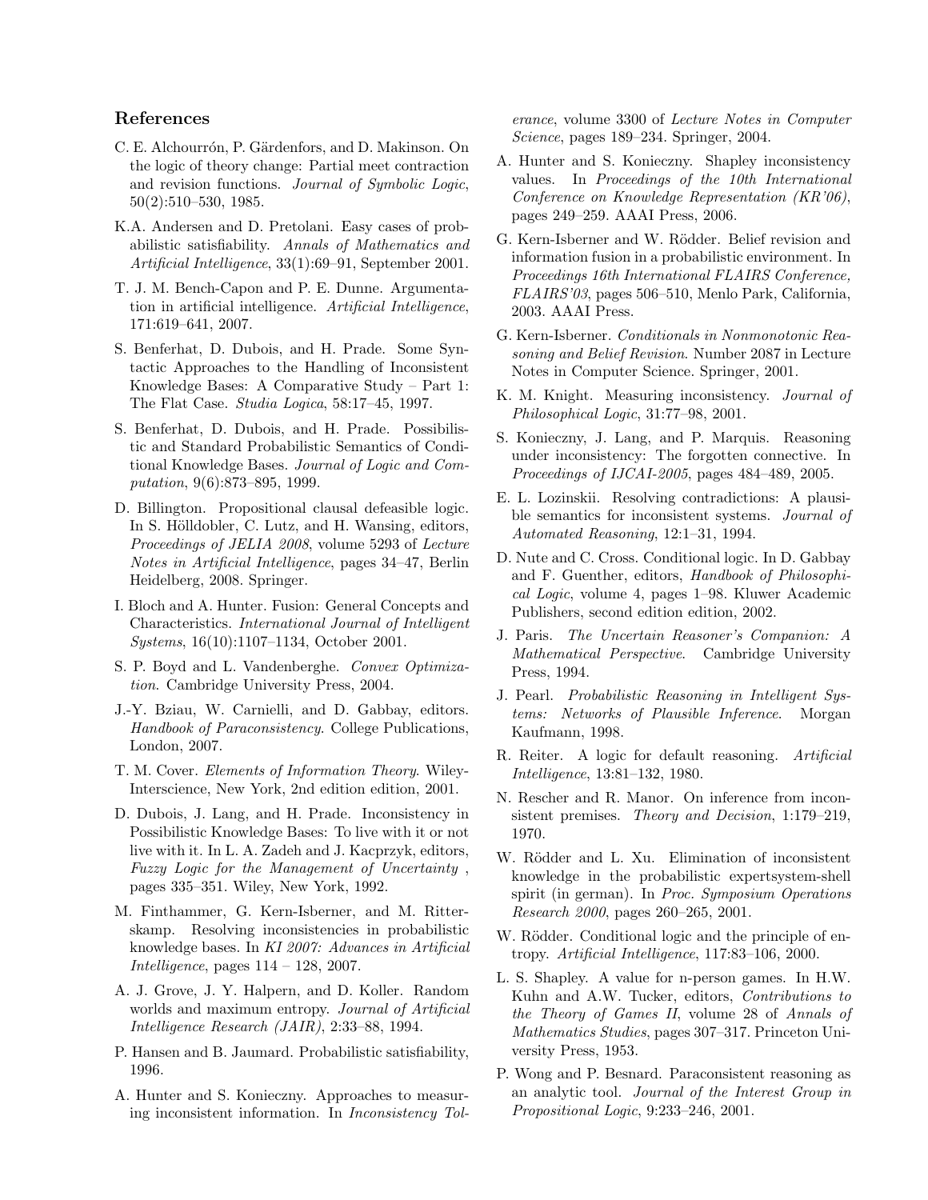## References

C. E. Alchourrón, P. Gärdenfors, and D. Makinson. On the logic of theory change: Partial meet contraction and revision functions. *Journal of Symbolic Logic*, 50(2):510–530, 1985.

K.A. Andersen and D. Pretolani. Easy cases of probabilistic satisfiability. *Annals of Mathematics and Artificial Intelligence*, 33(1):69–91, September 2001.

T. J. M. Bench-Capon and P. E. Dunne. Argumentation in artificial intelligence. *Artificial Intelligence*, 171:619–641, 2007.

S. Benferhat, D. Dubois, and H. Prade. Some Syntactic Approaches to the Handling of Inconsistent Knowledge Bases: A Comparative Study – Part 1: The Flat Case. *Studia Logica*, 58:17–45, 1997.

S. Benferhat, D. Dubois, and H. Prade. Possibilistic and Standard Probabilistic Semantics of Conditional Knowledge Bases. *Journal of Logic and Computation*, 9(6):873–895, 1999.

D. Billington. Propositional clausal defeasible logic. In S. Hölldobler, C. Lutz, and H. Wansing, editors, *Proceedings of JELIA 2008*, volume 5293 of *Lecture Notes in Artificial Intelligence*, pages 34–47, Berlin Heidelberg, 2008. Springer.

I. Bloch and A. Hunter. Fusion: General Concepts and Characteristics. *International Journal of Intelligent Systems*, 16(10):1107–1134, October 2001.

S. P. Boyd and L. Vandenberghe. *Convex Optimization*. Cambridge University Press, 2004.

J.-Y. Bziau, W. Carnielli, and D. Gabbay, editors. *Handbook of Paraconsistency*. College Publications, London, 2007.

T. M. Cover. *Elements of Information Theory*. Wiley-Interscience, New York, 2nd edition edition, 2001.

D. Dubois, J. Lang, and H. Prade. Inconsistency in Possibilistic Knowledge Bases: To live with it or not live with it. In L. A. Zadeh and J. Kacprzyk, editors, *Fuzzy Logic for the Management of Uncertainty* , pages 335–351. Wiley, New York, 1992.

M. Finthammer, G. Kern-Isberner, and M. Ritterskamp. Resolving inconsistencies in probabilistic knowledge bases. In *KI 2007: Advances in Artificial Intelligence*, pages 114 – 128, 2007.

A. J. Grove, J. Y. Halpern, and D. Koller. Random worlds and maximum entropy. *Journal of Artificial Intelligence Research (JAIR)*, 2:33–88, 1994.

P. Hansen and B. Jaumard. Probabilistic satisfiability, 1996.

A. Hunter and S. Konieczny. Approaches to measuring inconsistent information. In *Inconsistency Tolerance*, volume 3300 of *Lecture Notes in Computer Science*, pages 189–234. Springer, 2004.

A. Hunter and S. Konieczny. Shapley inconsistency values. In *Proceedings of the 10th International Conference on Knowledge Representation (KR'06)*, pages 249–259. AAAI Press, 2006.

G. Kern-Isberner and W. Rödder. Belief revision and information fusion in a probabilistic environment. In *Proceedings 16th International FLAIRS Conference, FLAIRS'03*, pages 506–510, Menlo Park, California, 2003. AAAI Press.

G. Kern-Isberner. *Conditionals in Nonmonotonic Reasoning and Belief Revision*. Number 2087 in Lecture Notes in Computer Science. Springer, 2001.

K. M. Knight. Measuring inconsistency. *Journal of Philosophical Logic*, 31:77–98, 2001.

S. Konieczny, J. Lang, and P. Marquis. Reasoning under inconsistency: The forgotten connective. In *Proceedings of IJCAI-2005*, pages 484–489, 2005.

E. L. Lozinskii. Resolving contradictions: A plausible semantics for inconsistent systems. *Journal of Automated Reasoning*, 12:1–31, 1994.

D. Nute and C. Cross. Conditional logic. In D. Gabbay and F. Guenther, editors, *Handbook of Philosophical Logic*, volume 4, pages 1–98. Kluwer Academic Publishers, second edition edition, 2002.

J. Paris. *The Uncertain Reasoner's Companion: A Mathematical Perspective*. Cambridge University Press, 1994.

J. Pearl. *Probabilistic Reasoning in Intelligent Systems: Networks of Plausible Inference*. Morgan Kaufmann, 1998.

R. Reiter. A logic for default reasoning. *Artificial Intelligence*, 13:81–132, 1980.

N. Rescher and R. Manor. On inference from inconsistent premises. *Theory and Decision*, 1:179–219, 1970.

W. Rödder and L. Xu. Elimination of inconsistent knowledge in the probabilistic expertsystem-shell spirit (in german). In *Proc. Symposium Operations Research 2000*, pages 260–265, 2001.

W. Rödder. Conditional logic and the principle of entropy. *Artificial Intelligence*, 117:83–106, 2000.

L. S. Shapley. A value for n-person games. In H.W. Kuhn and A.W. Tucker, editors, *Contributions to the Theory of Games II*, volume 28 of *Annals of Mathematics Studies*, pages 307–317. Princeton University Press, 1953.

P. Wong and P. Besnard. Paraconsistent reasoning as an analytic tool. *Journal of the Interest Group in Propositional Logic*, 9:233–246, 2001.